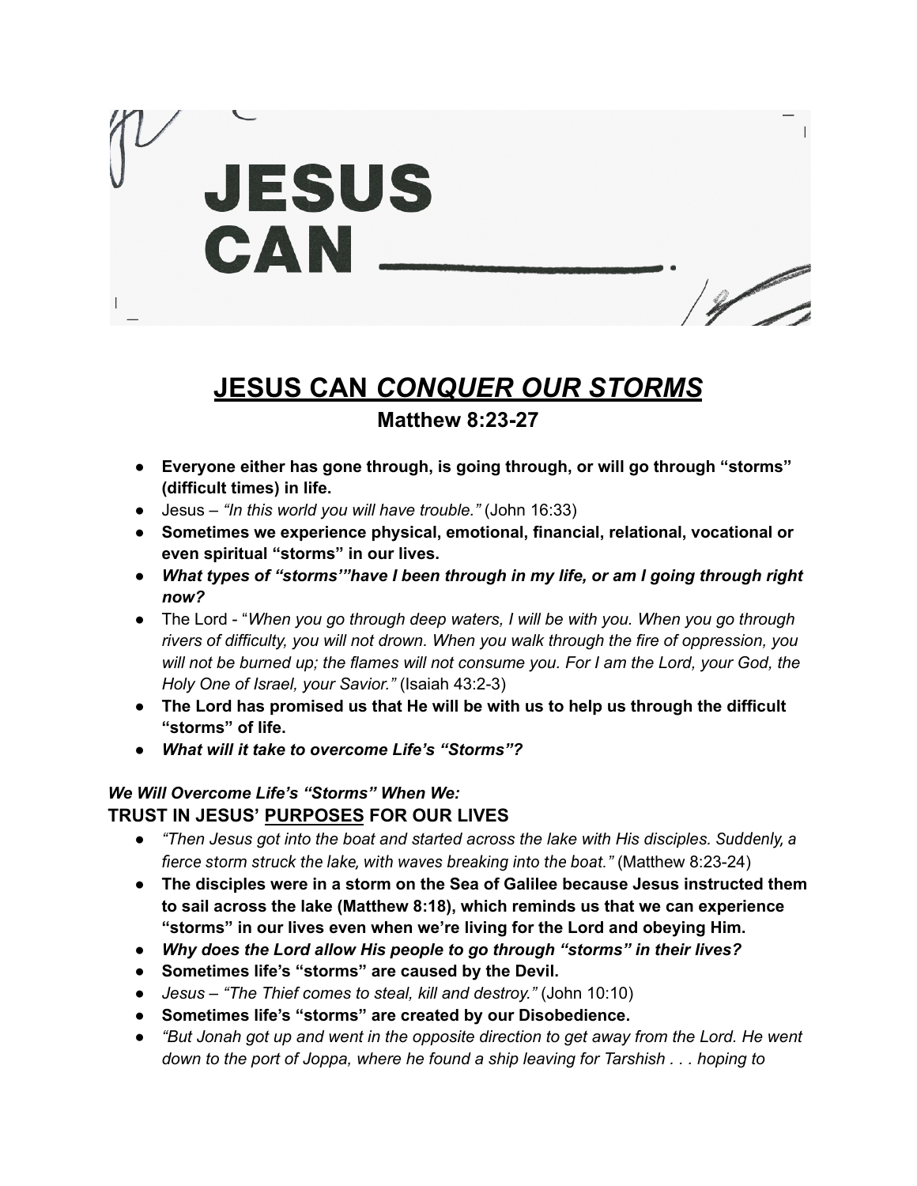JESUS
CAN ________.

# JESUS CAN *CONQUER OUR STORMS*

## Matthew 8:23-27

- **Everyone either has gone through, is going through, or will go through "storms" (difficult times) in life.**
- Jesus – *"In this world you will have trouble."* (John 16:33)
- **Sometimes we experience physical, emotional, financial, relational, vocational or even spiritual "storms" in our lives.**
- ***What types of "storms'"have I been through in my life, or am I going through right now?***
- The Lord - "*When you go through deep waters, I will be with you. When you go through rivers of difficulty, you will not drown. When you walk through the fire of oppression, you will not be burned up; the flames will not consume you. For I am the Lord, your God, the Holy One of Israel, your Savior."* (Isaiah 43:2-3)
- **The Lord has promised us that He will be with us to help us through the difficult "storms" of life.**
- ***What will it take to overcome Life's "Storms"?***

***We Will Overcome Life's "Storms" When We:***

### TRUST IN JESUS' PURPOSES FOR OUR LIVES

- *"Then Jesus got into the boat and started across the lake with His disciples. Suddenly, a fierce storm struck the lake, with waves breaking into the boat."* (Matthew 8:23-24)
- **The disciples were in a storm on the Sea of Galilee because Jesus instructed them to sail across the lake (Matthew 8:18), which reminds us that we can experience "storms" in our lives even when we're living for the Lord and obeying Him.**
- ***Why does the Lord allow His people to go through "storms" in their lives?***
- **Sometimes life's "storms" are caused by the Devil.**
- *Jesus – "The Thief comes to steal, kill and destroy."* (John 10:10)
- **Sometimes life's "storms" are created by our Disobedience.**
- *"But Jonah got up and went in the opposite direction to get away from the Lord. He went down to the port of Joppa, where he found a ship leaving for Tarshish . . . hoping to*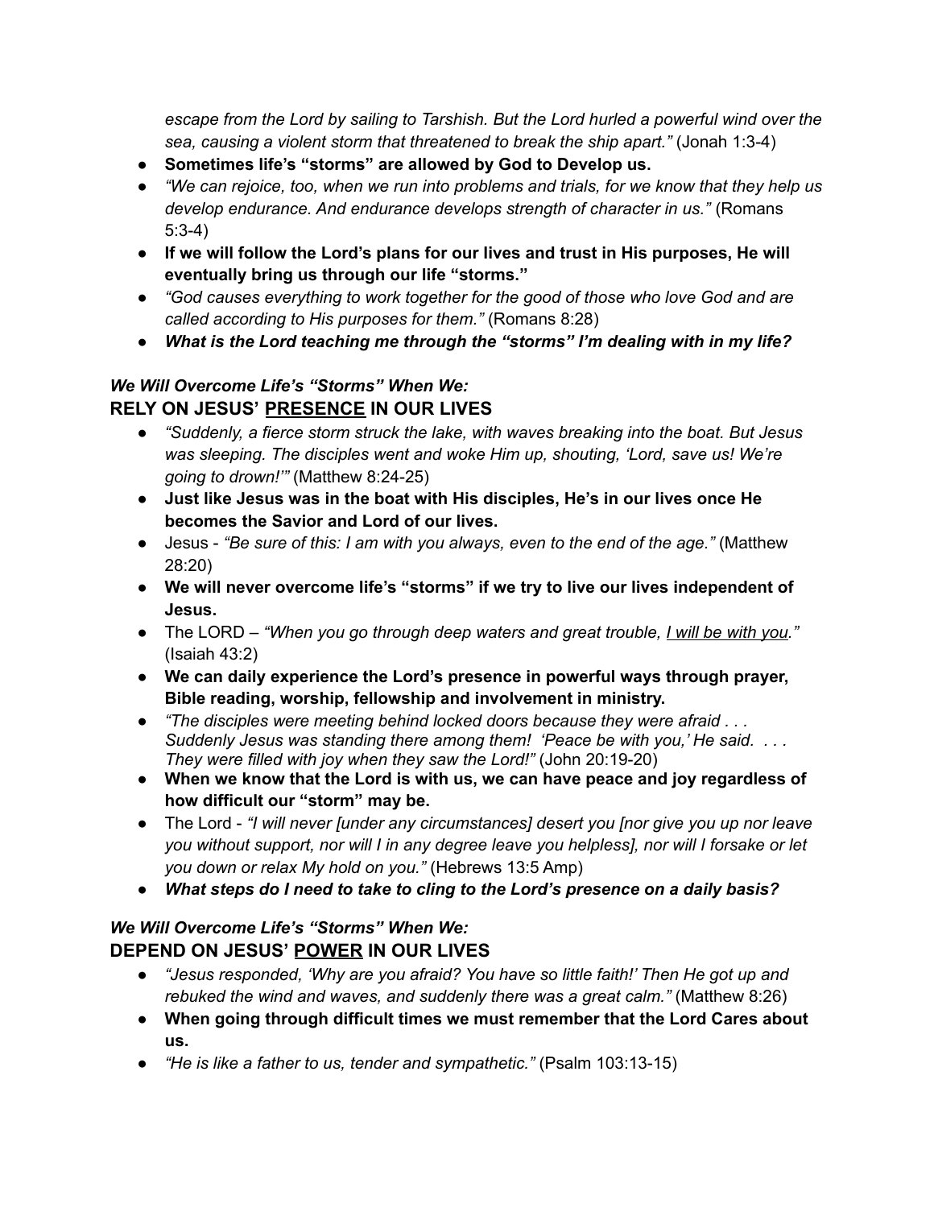*escape from the Lord by sailing to Tarshish. But the Lord hurled a powerful wind over the sea, causing a violent storm that threatened to break the ship apart."* (Jonah 1:3-4)

- **Sometimes life's "storms" are allowed by God to Develop us.**
- *"We can rejoice, too, when we run into problems and trials, for we know that they help us develop endurance. And endurance develops strength of character in us."* (Romans 5:3-4)
- **If we will follow the Lord's plans for our lives and trust in His purposes, He will eventually bring us through our life "storms."**
- *"God causes everything to work together for the good of those who love God and are called according to His purposes for them."* (Romans 8:28)
- ***What is the Lord teaching me through the "storms" I'm dealing with in my life?***

***We Will Overcome Life's "Storms" When We:***

## RELY ON JESUS' <u>PRESENCE</u> IN OUR LIVES

- *"Suddenly, a fierce storm struck the lake, with waves breaking into the boat. But Jesus was sleeping. The disciples went and woke Him up, shouting, 'Lord, save us! We're going to drown!'"* (Matthew 8:24-25)
- **Just like Jesus was in the boat with His disciples, He's in our lives once He becomes the Savior and Lord of our lives.**
- Jesus - *"Be sure of this: I am with you always, even to the end of the age."* (Matthew 28:20)
- **We will never overcome life's "storms" if we try to live our lives independent of Jesus.**
- The LORD – *"When you go through deep waters and great trouble, <u>I will be with you</u>."* (Isaiah 43:2)
- **We can daily experience the Lord's presence in powerful ways through prayer, Bible reading, worship, fellowship and involvement in ministry.**
- *"The disciples were meeting behind locked doors because they were afraid . . . Suddenly Jesus was standing there among them! 'Peace be with you,' He said. . . . They were filled with joy when they saw the Lord!"* (John 20:19-20)
- **When we know that the Lord is with us, we can have peace and joy regardless of how difficult our "storm" may be.**
- The Lord - *"I will never [under any circumstances] desert you [nor give you up nor leave you without support, nor will I in any degree leave you helpless], nor will I forsake or let you down or relax My hold on you."* (Hebrews 13:5 Amp)
- ***What steps do I need to take to cling to the Lord's presence on a daily basis?***

***We Will Overcome Life's "Storms" When We:***

## DEPEND ON JESUS' <u>POWER</u> IN OUR LIVES

- *"Jesus responded, 'Why are you afraid? You have so little faith!' Then He got up and rebuked the wind and waves, and suddenly there was a great calm."* (Matthew 8:26)
- **When going through difficult times we must remember that the Lord Cares about us.**
- *"He is like a father to us, tender and sympathetic."* (Psalm 103:13-15)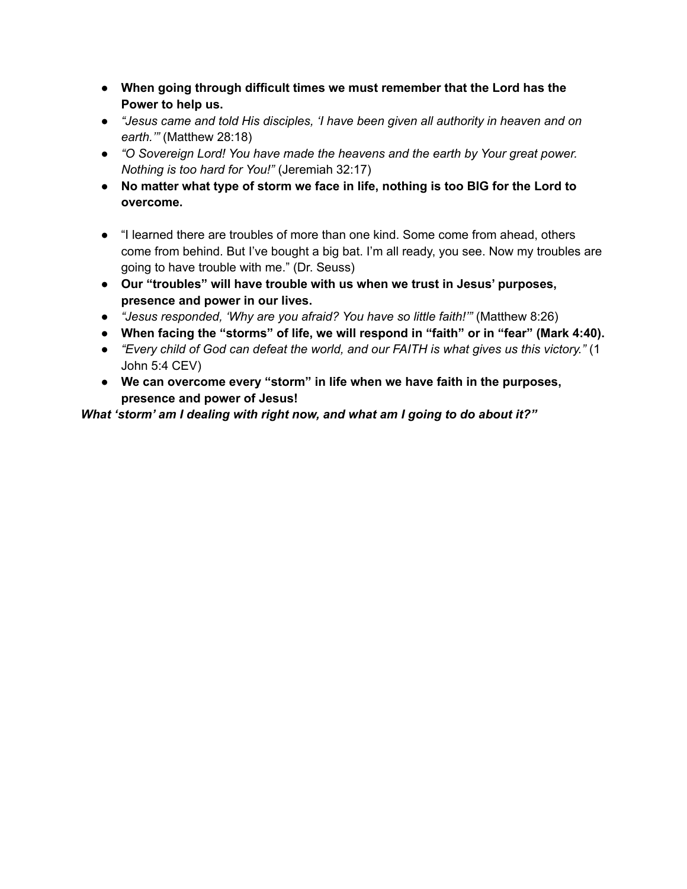- **When going through difficult times we must remember that the Lord has the Power to help us.**
- *"Jesus came and told His disciples, 'I have been given all authority in heaven and on earth.'"* (Matthew 28:18)
- *"O Sovereign Lord! You have made the heavens and the earth by Your great power. Nothing is too hard for You!"* (Jeremiah 32:17)
- **No matter what type of storm we face in life, nothing is too BIG for the Lord to overcome.**

- "I learned there are troubles of more than one kind. Some come from ahead, others come from behind. But I've bought a big bat. I'm all ready, you see. Now my troubles are going to have trouble with me." (Dr. Seuss)
- **Our "troubles" will have trouble with us when we trust in Jesus' purposes, presence and power in our lives.**
- *"Jesus responded, 'Why are you afraid? You have so little faith!'"* (Matthew 8:26)
- **When facing the "storms" of life, we will respond in "faith" or in "fear" (Mark 4:40).**
- *"Every child of God can defeat the world, and our FAITH is what gives us this victory."* (1 John 5:4 CEV)
- **We can overcome every "storm" in life when we have faith in the purposes, presence and power of Jesus!**

***What 'storm' am I dealing with right now, and what am I going to do about it?"***